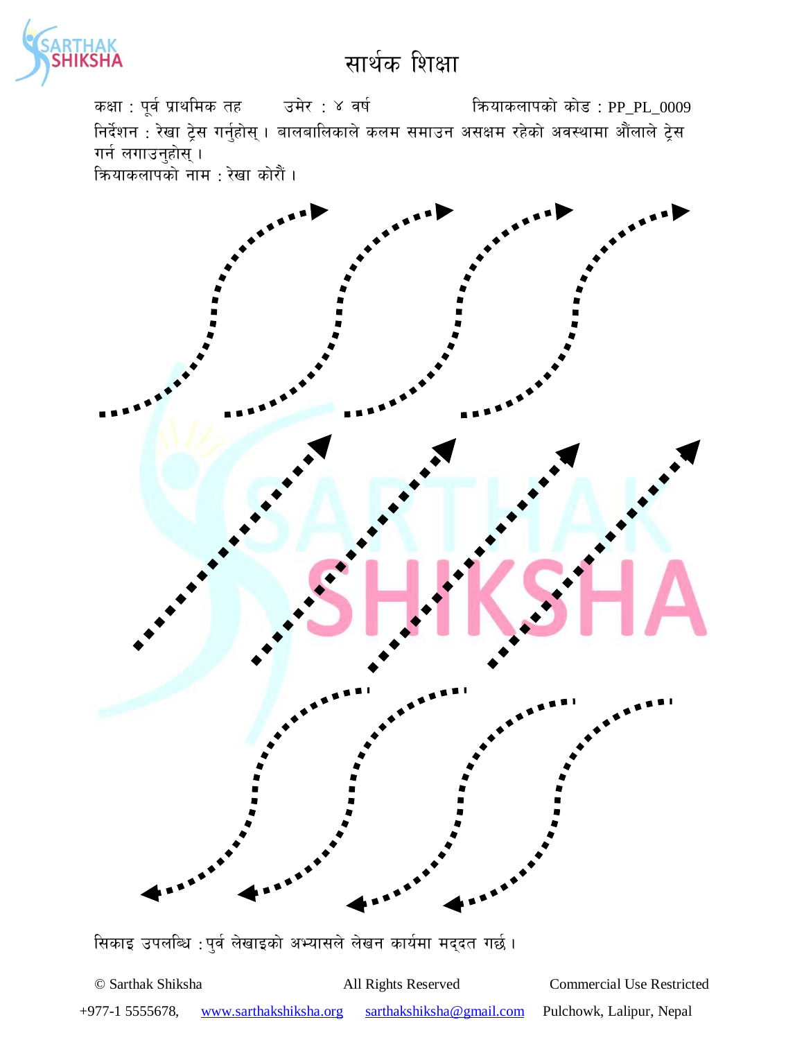# सार्थक शिक्षा

कक्षा : पूर्व प्राथमिक तह उमेर : ४ वर्ष क्रियाकलापको कोड : PP_PL_0009

निर्देशन : रेखा ट्रेस गर्नुहोस् । बालबालिकाले कलम समाउन असक्षम रहेको अवस्थामा औंलाले ट्रेस गर्न लगाउनुहोस् ।

क्रियाकलापको नाम : रेखा कोरौं ।

सिकाइ उपलब्धि : पुर्व लेखाइको अभ्यासले लेखन कार्यमा मद्दत गर्छ ।

© Sarthak Shiksha All Rights Reserved Commercial Use Restricted

+977-1 5555678, www.sarthakshiksha.org sarthakshiksha@gmail.com Pulchowk, Lalipur, Nepal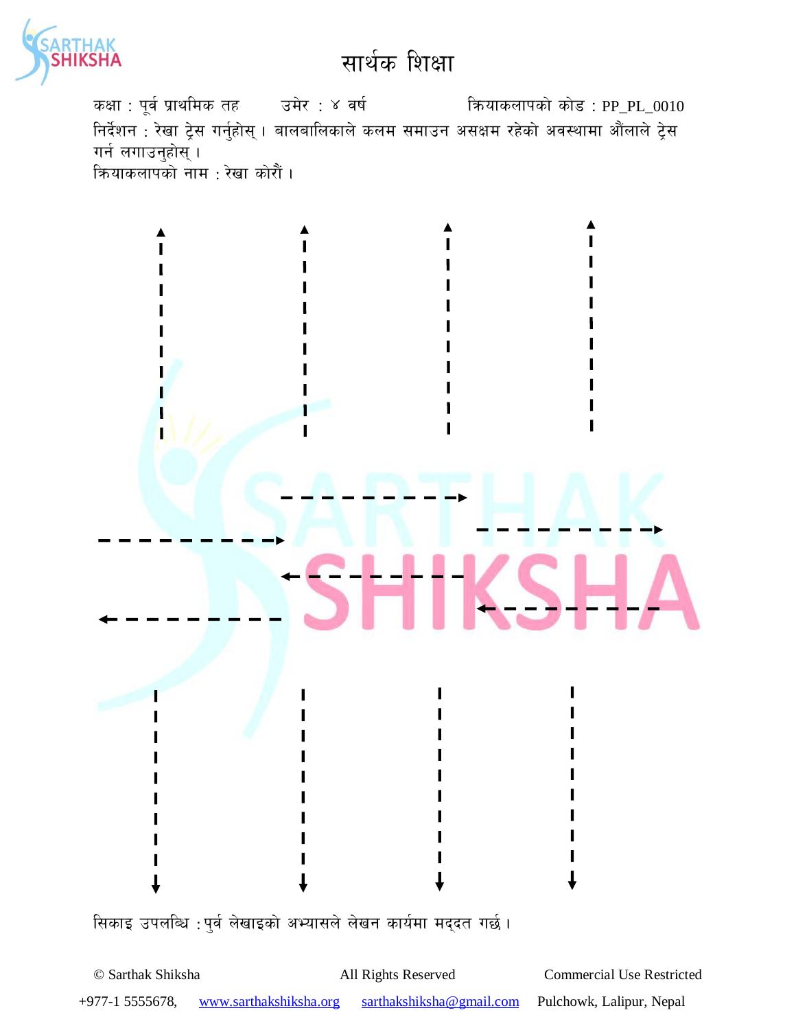# सार्थक शिक्षा

कक्षा : पूर्व प्राथमिक तह उमेर : ४ वर्ष क्रियाकलापको कोड : PP_PL_0010

निर्देशन : रेखा ट्रेस गर्नुहोस् । बालबालिकाले कलम समाउन असक्षम रहेको अवस्थामा औंलाले ट्रेस गर्न लगाउनुहोस् ।

क्रियाकलापको नाम : रेखा कोरौं ।

सिकाइ उपलब्धि : पुर्व लेखाइको अभ्यासले लेखन कार्यमा मद्दत गर्छ ।

© Sarthak Shiksha All Rights Reserved Commercial Use Restricted

+977-1 5555678, www.sarthakshiksha.org sarthakshiksha@gmail.com Pulchowk, Lalipur, Nepal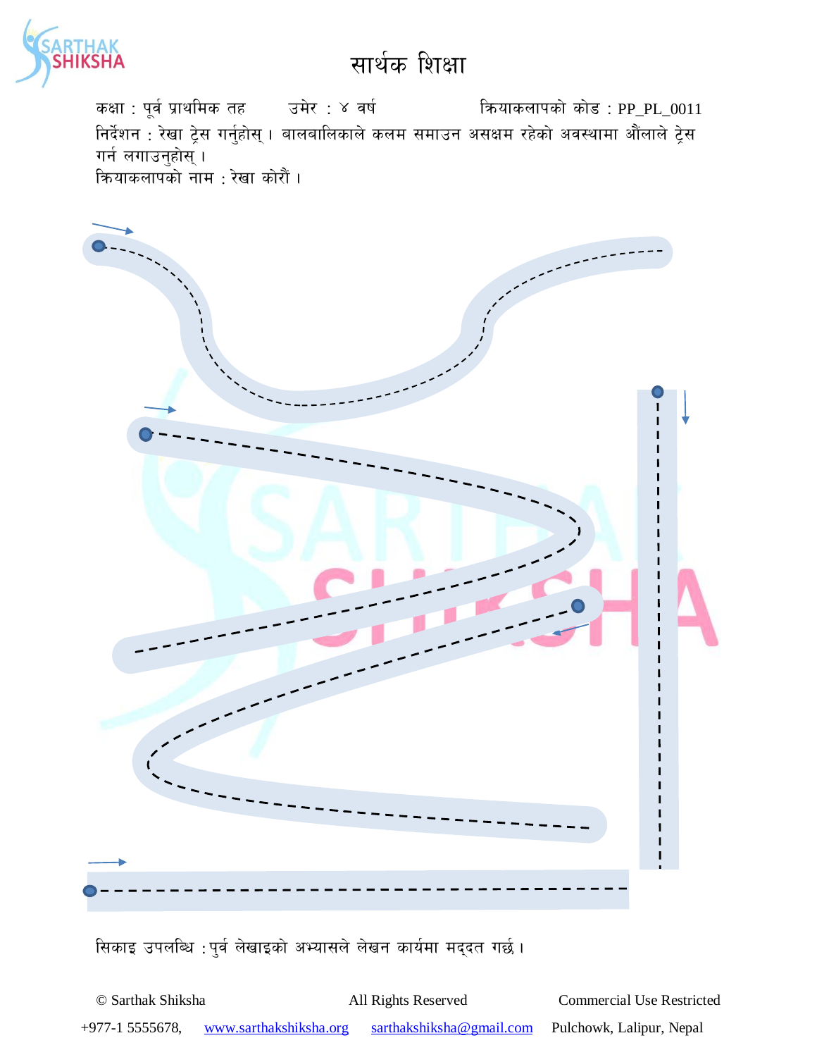# सार्थक शिक्षा

कक्षा : पूर्व प्राथमिक तह    उमेर : ४ वर्ष    क्रियाकलापको कोड : PP_PL_0011

निर्देशन : रेखा ट्रेस गर्नुहोस् । बालबालिकाले कलम समाउन असक्षम रहेको अवस्थामा औंलाले ट्रेस गर्न लगाउनुहोस् ।

क्रियाकलापको नाम : रेखा कोरौं ।

सिकाइ उपलब्धि : पुर्व लेखाइको अभ्यासले लेखन कार्यमा मद्दत गर्छ ।

© Sarthak Shiksha    All Rights Reserved    Commercial Use Restricted

+977-1 5555678,    www.sarthakshiksha.org    sarthakshiksha@gmail.com    Pulchowk, Lalipur, Nepal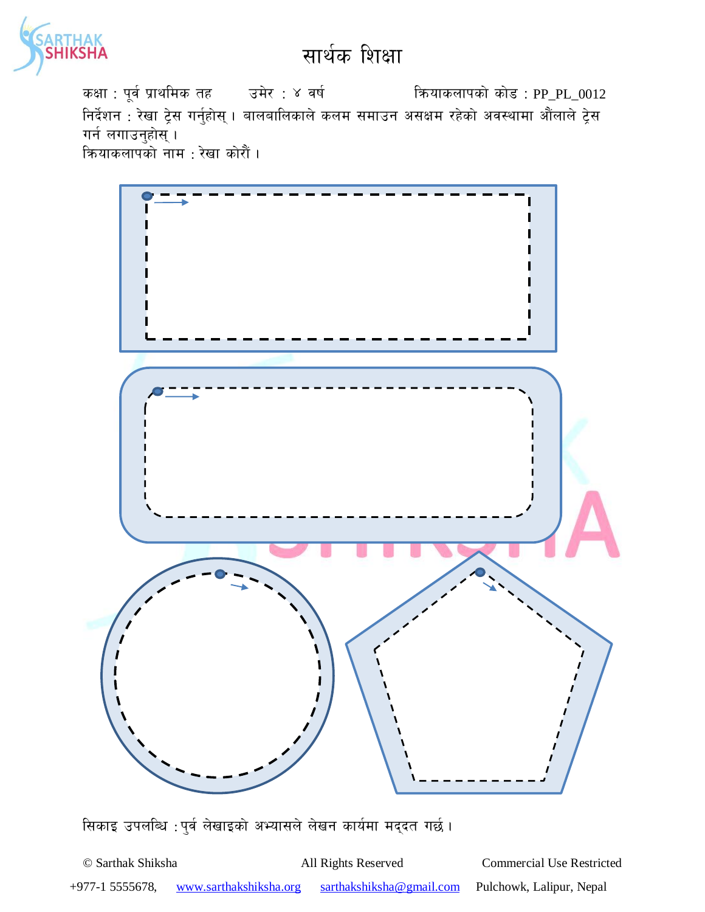# सार्थक शिक्षा

कक्षा : पूर्व प्राथमिक तह     उमेर : ४ वर्ष     क्रियाकलापको कोड : PP_PL_0012

निर्देशन : रेखा ट्रेस गर्नुहोस् । बालबालिकाले कलम समाउन असक्षम रहेको अवस्थामा औंलाले ट्रेस गर्न लगाउनुहोस् ।

क्रियाकलापको नाम : रेखा कोरौं ।

सिकाइ उपलब्धि : पुर्व लेखाइको अभ्यासले लेखन कार्यमा मद्दत गर्छ ।

© Sarthak Shiksha     All Rights Reserved     Commercial Use Restricted

+977-1 5555678,   www.sarthakshiksha.org   sarthakshiksha@gmail.com   Pulchowk, Lalipur, Nepal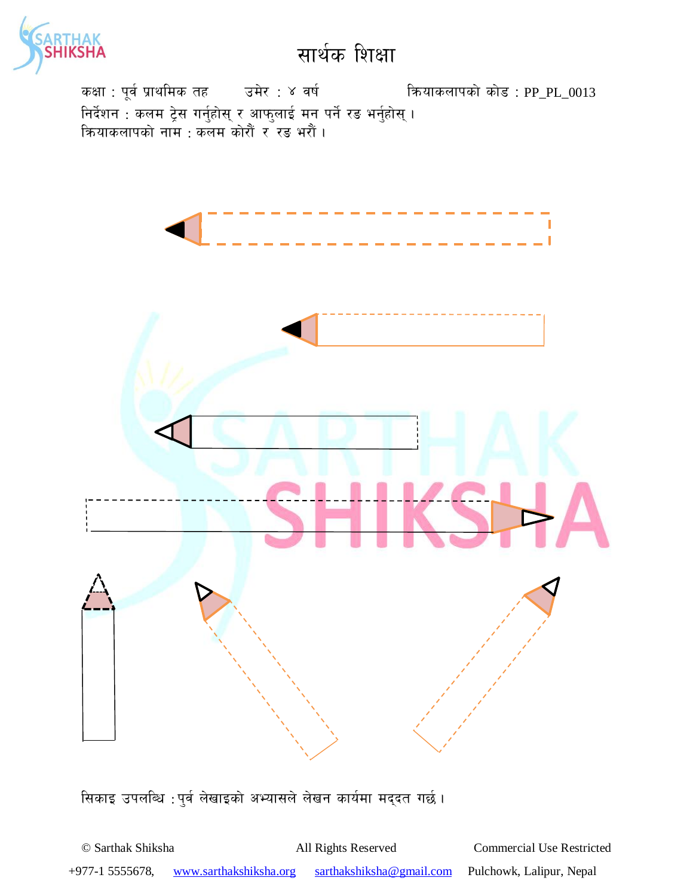# सार्थक शिक्षा

कक्षा : पूर्व प्राथमिक तह उमेर : ४ वर्ष क्रियाकलापको कोड : PP_PL_0013

निर्देशन : कलम ट्रेस गर्नुहोस् र आफुलाई मन पर्ने रङ भर्नुहोस् ।

क्रियाकलापको नाम : कलम कोरौं र रङ भरौं ।

सिकाइ उपलब्धि : पुर्व लेखाइको अभ्यासले लेखन कार्यमा मद्दत गर्छ ।

© Sarthak Shiksha All Rights Reserved Commercial Use Restricted

+977-1 5555678, www.sarthakshiksha.org sarthakshiksha@gmail.com Pulchowk, Lalipur, Nepal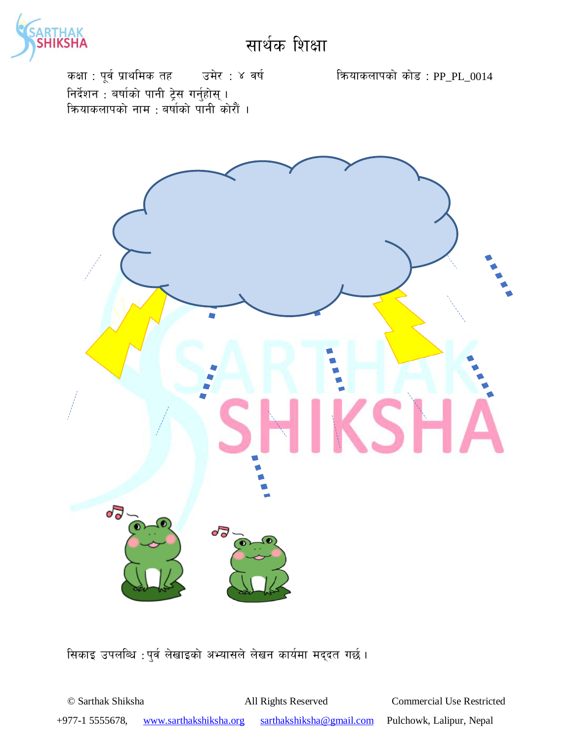# सार्थक शिक्षा

कक्षा : पूर्व प्राथमिक तह उमेर : ४ वर्ष क्रियाकलापको कोड : PP_PL_0014

निर्देशन : बर्षाको पानी ट्रेस गर्नुहोस् ।

क्रियाकलापको नाम : बर्षाको पानी कोरौं ।

सिकाइ उपलब्धि : पुर्व लेखाइको अभ्यासले लेखन कार्यमा मद्दत गर्छ ।

© Sarthak Shiksha All Rights Reserved Commercial Use Restricted

+977-1 5555678, www.sarthakshiksha.org sarthakshiksha@gmail.com Pulchowk, Lalipur, Nepal